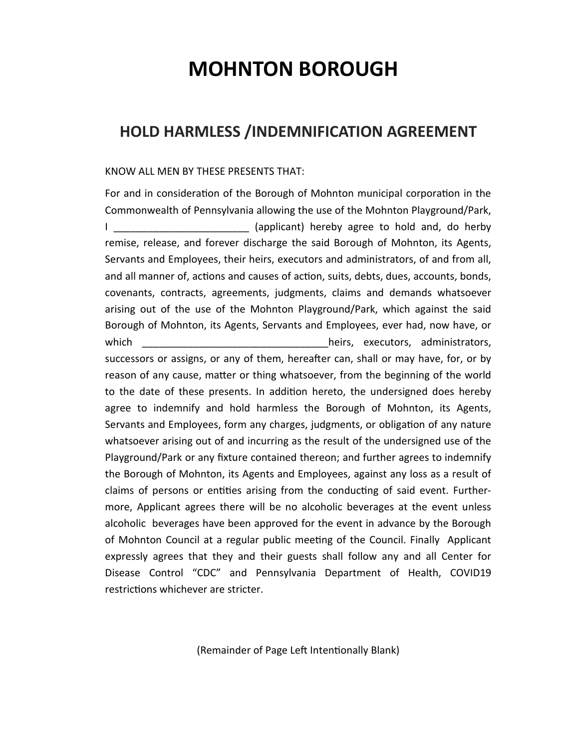# MOHNTON BOROUGH

## HOLD HARMLESS /INDEMNIFICATION AGREEMENT

KNOW ALL MEN BY THESE PRESENTS THAT:

For and in consideration of the Borough of Mohnton municipal corporation in the Commonwealth of Pennsylvania allowing the use of the Mohnton Playground/Park, I ________________________ (applicant) hereby agree to hold and, do herby remise, release, and forever discharge the said Borough of Mohnton, its Agents, Servants and Employees, their heirs, executors and administrators, of and from all, and all manner of, actions and causes of action, suits, debts, dues, accounts, bonds, covenants, contracts, agreements, judgments, claims and demands whatsoever arising out of the use of the Mohnton Playground/Park, which against the said Borough of Mohnton, its Agents, Servants and Employees, ever had, now have, or which _________________________________heirs, executors, administrators, successors or assigns, or any of them, hereafter can, shall or may have, for, or by reason of any cause, matter or thing whatsoever, from the beginning of the world to the date of these presents. In addition hereto, the undersigned does hereby agree to indemnify and hold harmless the Borough of Mohnton, its Agents, Servants and Employees, form any charges, judgments, or obligation of any nature whatsoever arising out of and incurring as the result of the undersigned use of the Playground/Park or any fixture contained thereon; and further agrees to indemnify the Borough of Mohnton, its Agents and Employees, against any loss as a result of claims of persons or entities arising from the conducting of said event. Furthermore, Applicant agrees there will be no alcoholic beverages at the event unless alcoholic beverages have been approved for the event in advance by the Borough of Mohnton Council at a regular public meeting of the Council. Finally Applicant expressly agrees that they and their guests shall follow any and all Center for Disease Control "CDC" and Pennsylvania Department of Health, COVID19 restrictions whichever are stricter.

(Remainder of Page Left Intentionally Blank)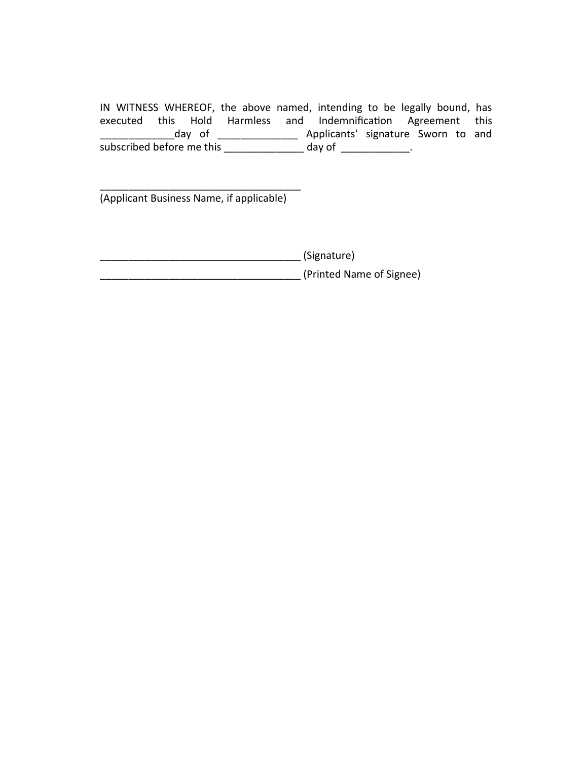IN WITNESS WHEREOF, the above named, intending to be legally bound, has executed this Hold Harmless and Indemnification Agreement this _____________day of ______________ Applicants' signature Sworn to and subscribed before me this ______________ day of ____________.

____________________________________
(Applicant Business Name, if applicable)

____________________________________ (Signature)

____________________________________ (Printed Name of Signee)